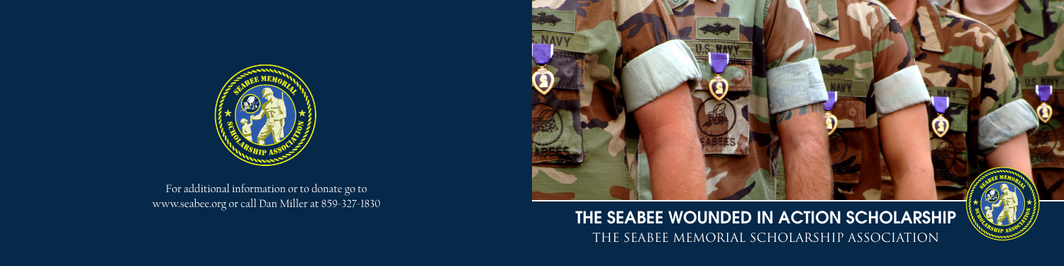For additional information or to donate go to www.seabee.org or call Dan Miller at 859-327-1830

# THE SEABEE WOUNDED IN ACTION SCHOLARSHIP

THE SEABEE MEMORIAL SCHOLARSHIP ASSOCIATION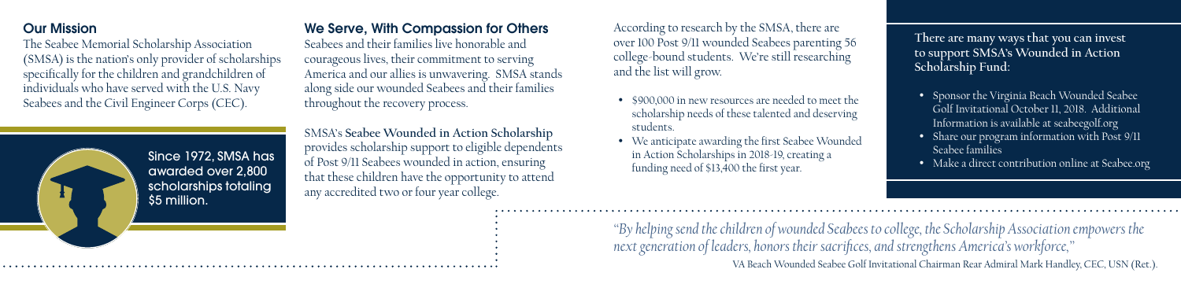## Our Mission

The Seabee Memorial Scholarship Association (SMSA) is the nation's only provider of scholarships specifically for the children and grandchildren of individuals who have served with the U.S. Navy Seabees and the Civil Engineer Corps (CEC).

**Since 1972, SMSA has awarded over 2,800 scholarships totaling $5 million.**

## We Serve, With Compassion for Others

Seabees and their families live honorable and courageous lives, their commitment to serving America and our allies is unwavering. SMSA stands along side our wounded Seabees and their families throughout the recovery process.

SMSA's **Seabee Wounded in Action Scholarship** provides scholarship support to eligible dependents of Post 9/11 Seabees wounded in action, ensuring that these children have the opportunity to attend any accredited two or four year college.

According to research by the SMSA, there are over 100 Post 9/11 wounded Seabees parenting 56 college-bound students. We're still researching and the list will grow.

- $900,000 in new resources are needed to meet the scholarship needs of these talented and deserving students.
- We anticipate awarding the first Seabee Wounded in Action Scholarships in 2018-19, creating a funding need of $13,400 the first year.

**There are many ways that you can invest to support SMSA's Wounded in Action Scholarship Fund:**

- Sponsor the Virginia Beach Wounded Seabee Golf Invitational October 11, 2018. Additional Information is available at seabeegolf.org
- Share our program information with Post 9/11 Seabee families
- Make a direct contribution online at Seabee.org

*"By helping send the children of wounded Seabees to college, the Scholarship Association empowers the next generation of leaders, honors their sacrifices, and strengthens America's workforce,"*

VA Beach Wounded Seabee Golf Invitational Chairman Rear Admiral Mark Handley, CEC, USN (Ret.).